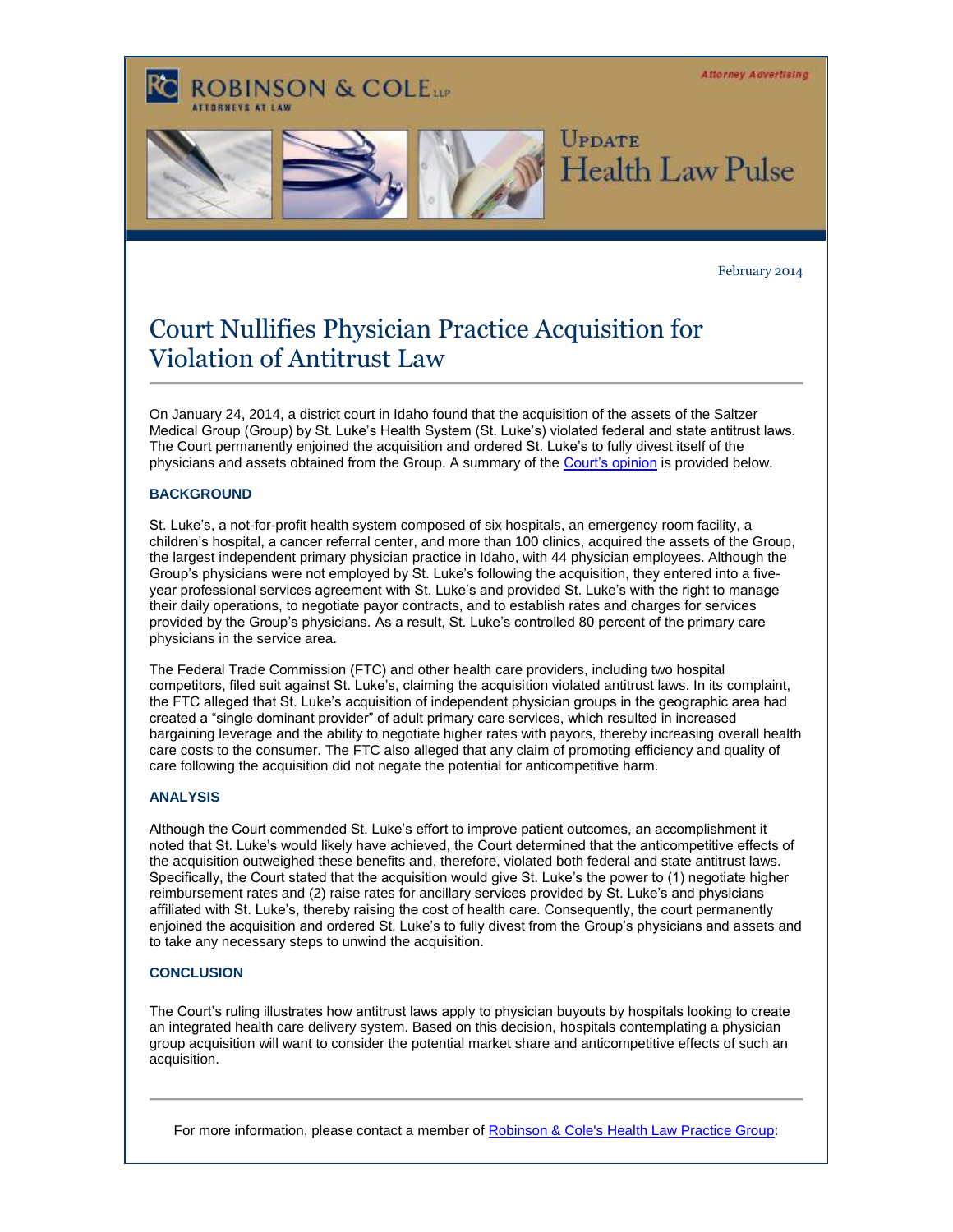ROBINSON & COLE LLP
ATTORNEYS AT LAW

Attorney Advertising

UPDATE
Health Law Pulse

February 2014

# Court Nullifies Physician Practice Acquisition for Violation of Antitrust Law

On January 24, 2014, a district court in Idaho found that the acquisition of the assets of the Saltzer Medical Group (Group) by St. Luke's Health System (St. Luke's) violated federal and state antitrust laws. The Court permanently enjoined the acquisition and ordered St. Luke's to fully divest itself of the physicians and assets obtained from the Group. A summary of the Court's opinion is provided below.

## BACKGROUND

St. Luke's, a not-for-profit health system composed of six hospitals, an emergency room facility, a children's hospital, a cancer referral center, and more than 100 clinics, acquired the assets of the Group, the largest independent primary physician practice in Idaho, with 44 physician employees. Although the Group's physicians were not employed by St. Luke's following the acquisition, they entered into a five-year professional services agreement with St. Luke's and provided St. Luke's with the right to manage their daily operations, to negotiate payor contracts, and to establish rates and charges for services provided by the Group's physicians. As a result, St. Luke's controlled 80 percent of the primary care physicians in the service area.

The Federal Trade Commission (FTC) and other health care providers, including two hospital competitors, filed suit against St. Luke's, claiming the acquisition violated antitrust laws. In its complaint, the FTC alleged that St. Luke's acquisition of independent physician groups in the geographic area had created a "single dominant provider" of adult primary care services, which resulted in increased bargaining leverage and the ability to negotiate higher rates with payors, thereby increasing overall health care costs to the consumer. The FTC also alleged that any claim of promoting efficiency and quality of care following the acquisition did not negate the potential for anticompetitive harm.

## ANALYSIS

Although the Court commended St. Luke's effort to improve patient outcomes, an accomplishment it noted that St. Luke's would likely have achieved, the Court determined that the anticompetitive effects of the acquisition outweighed these benefits and, therefore, violated both federal and state antitrust laws. Specifically, the Court stated that the acquisition would give St. Luke's the power to (1) negotiate higher reimbursement rates and (2) raise rates for ancillary services provided by St. Luke's and physicians affiliated with St. Luke's, thereby raising the cost of health care. Consequently, the court permanently enjoined the acquisition and ordered St. Luke's to fully divest from the Group's physicians and assets and to take any necessary steps to unwind the acquisition.

## CONCLUSION

The Court's ruling illustrates how antitrust laws apply to physician buyouts by hospitals looking to create an integrated health care delivery system. Based on this decision, hospitals contemplating a physician group acquisition will want to consider the potential market share and anticompetitive effects of such an acquisition.

---

For more information, please contact a member of Robinson & Cole's Health Law Practice Group: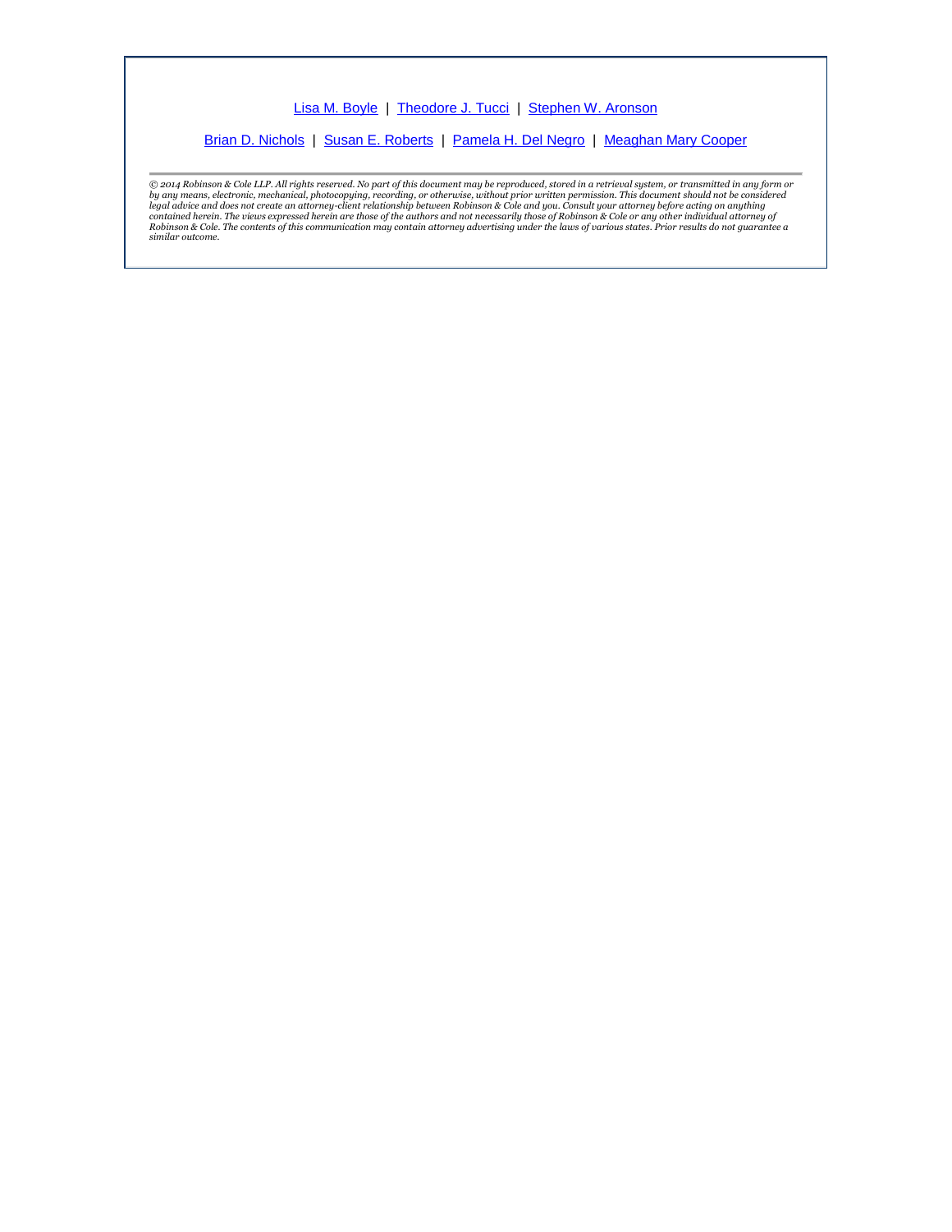Lisa M. Boyle | Theodore J. Tucci | Stephen W. Aronson

Brian D. Nichols | Susan E. Roberts | Pamela H. Del Negro | Meaghan Mary Cooper

---

*© 2014 Robinson & Cole LLP. All rights reserved. No part of this document may be reproduced, stored in a retrieval system, or transmitted in any form or by any means, electronic, mechanical, photocopying, recording, or otherwise, without prior written permission. This document should not be considered legal advice and does not create an attorney-client relationship between Robinson & Cole and you. Consult your attorney before acting on anything contained herein. The views expressed herein are those of the authors and not necessarily those of Robinson & Cole or any other individual attorney of Robinson & Cole. The contents of this communication may contain attorney advertising under the laws of various states. Prior results do not guarantee a similar outcome.*